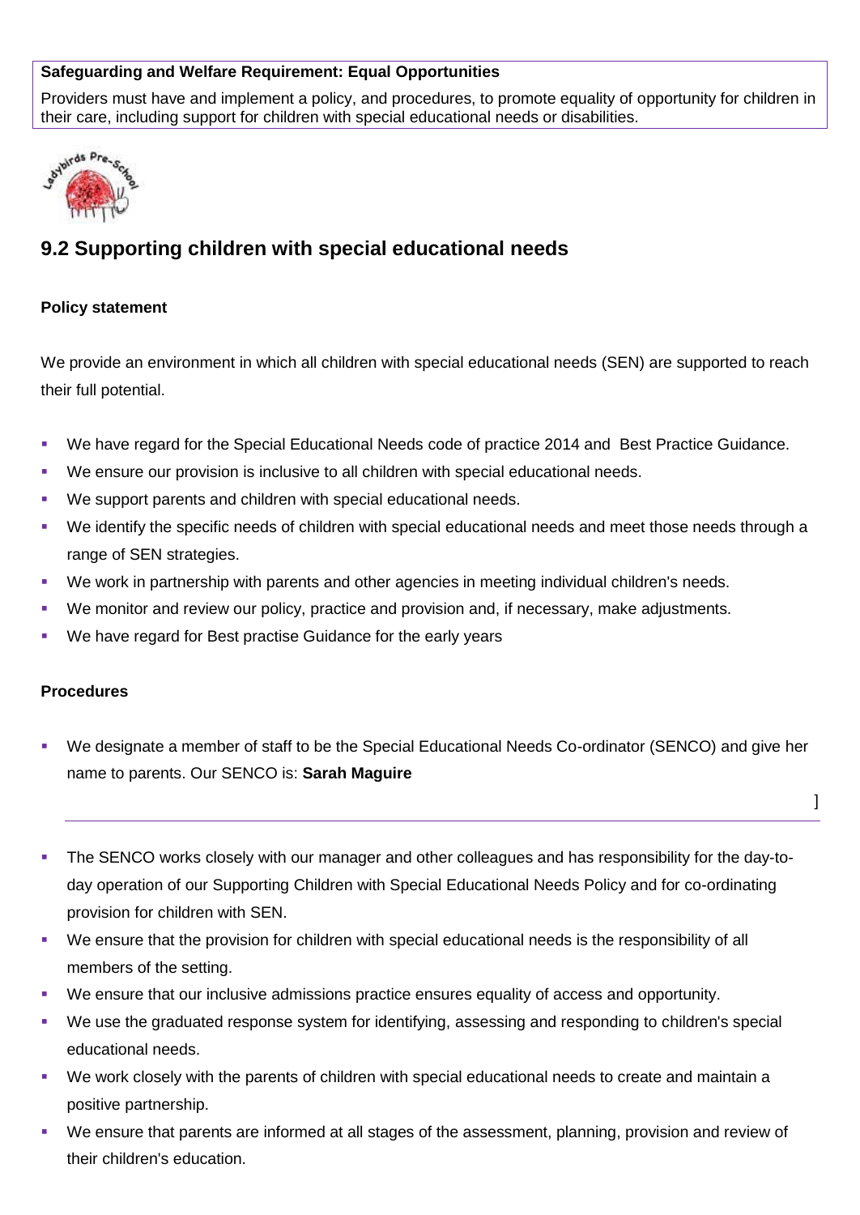**Safeguarding and Welfare Requirement: Equal Opportunities**

Providers must have and implement a policy, and procedures, to promote equality of opportunity for children in their care, including support for children with special educational needs or disabilities.

## 9.2 Supporting children with special educational needs

**Policy statement**

We provide an environment in which all children with special educational needs (SEN) are supported to reach their full potential.

- We have regard for the Special Educational Needs code of practice 2014 and Best Practice Guidance.
- We ensure our provision is inclusive to all children with special educational needs.
- We support parents and children with special educational needs.
- We identify the specific needs of children with special educational needs and meet those needs through a range of SEN strategies.
- We work in partnership with parents and other agencies in meeting individual children's needs.
- We monitor and review our policy, practice and provision and, if necessary, make adjustments.
- We have regard for Best practise Guidance for the early years

**Procedures**

- We designate a member of staff to be the Special Educational Needs Co-ordinator (SENCO) and give her name to parents. Our SENCO is: **Sarah Maguire**

]

---

- The SENCO works closely with our manager and other colleagues and has responsibility for the day-to-day operation of our Supporting Children with Special Educational Needs Policy and for co-ordinating provision for children with SEN.
- We ensure that the provision for children with special educational needs is the responsibility of all members of the setting.
- We ensure that our inclusive admissions practice ensures equality of access and opportunity.
- We use the graduated response system for identifying, assessing and responding to children's special educational needs.
- We work closely with the parents of children with special educational needs to create and maintain a positive partnership.
- We ensure that parents are informed at all stages of the assessment, planning, provision and review of their children's education.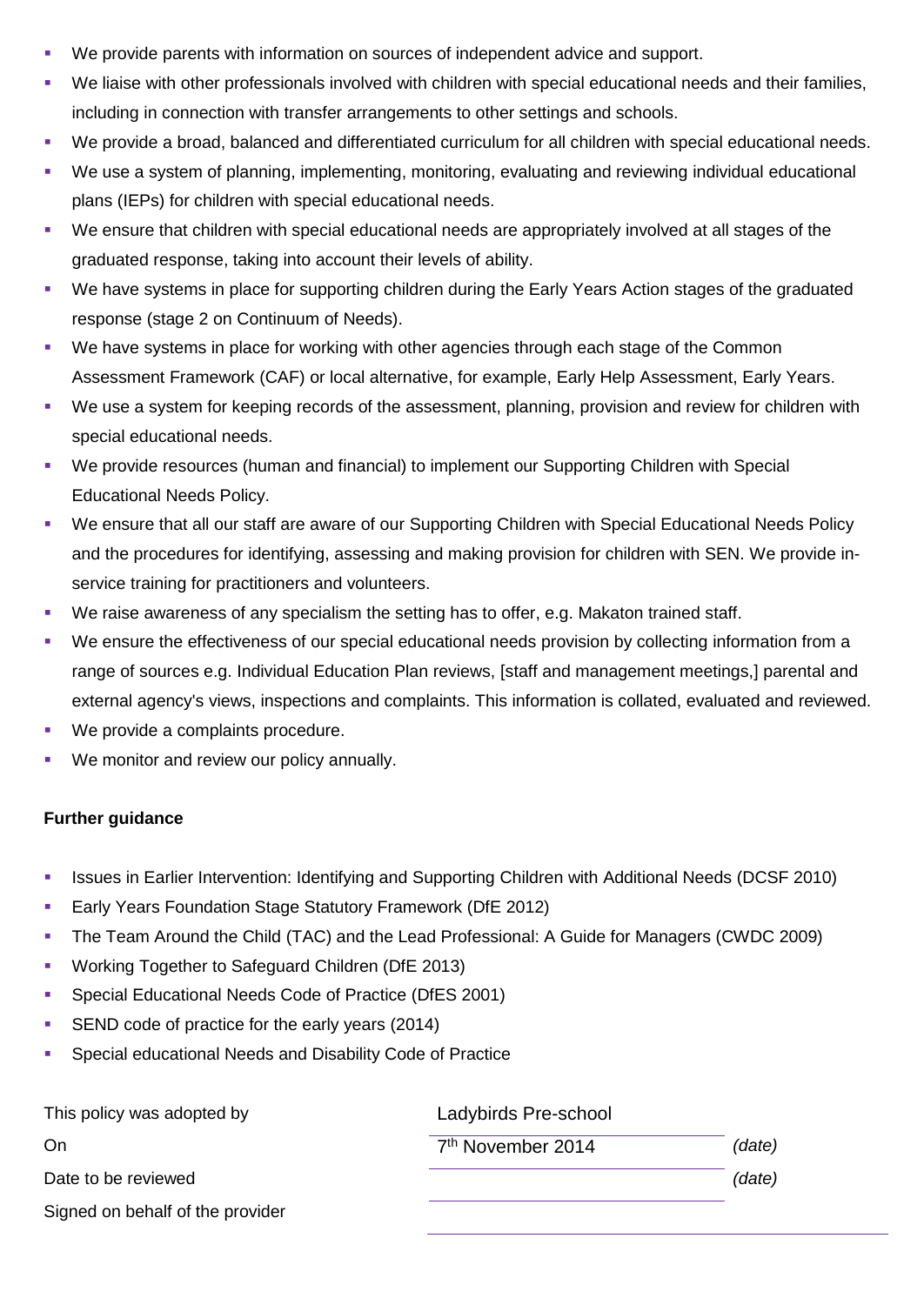- We provide parents with information on sources of independent advice and support.
- We liaise with other professionals involved with children with special educational needs and their families, including in connection with transfer arrangements to other settings and schools.
- We provide a broad, balanced and differentiated curriculum for all children with special educational needs.
- We use a system of planning, implementing, monitoring, evaluating and reviewing individual educational plans (IEPs) for children with special educational needs.
- We ensure that children with special educational needs are appropriately involved at all stages of the graduated response, taking into account their levels of ability.
- We have systems in place for supporting children during the Early Years Action stages of the graduated response (stage 2 on Continuum of Needs).
- We have systems in place for working with other agencies through each stage of the Common Assessment Framework (CAF) or local alternative, for example, Early Help Assessment, Early Years.
- We use a system for keeping records of the assessment, planning, provision and review for children with special educational needs.
- We provide resources (human and financial) to implement our Supporting Children with Special Educational Needs Policy.
- We ensure that all our staff are aware of our Supporting Children with Special Educational Needs Policy and the procedures for identifying, assessing and making provision for children with SEN. We provide in-service training for practitioners and volunteers.
- We raise awareness of any specialism the setting has to offer, e.g. Makaton trained staff.
- We ensure the effectiveness of our special educational needs provision by collecting information from a range of sources e.g. Individual Education Plan reviews, [staff and management meetings,] parental and external agency's views, inspections and complaints. This information is collated, evaluated and reviewed.
- We provide a complaints procedure.
- We monitor and review our policy annually.

**Further guidance**

- Issues in Earlier Intervention: Identifying and Supporting Children with Additional Needs (DCSF 2010)
- Early Years Foundation Stage Statutory Framework (DfE 2012)
- The Team Around the Child (TAC) and the Lead Professional: A Guide for Managers (CWDC 2009)
- Working Together to Safeguard Children (DfE 2013)
- Special Educational Needs Code of Practice (DfES 2001)
- SEND code of practice for the early years (2014)
- Special educational Needs and Disability Code of Practice

| | | |
|---|---|---|
| This policy was adopted by | Ladybirds Pre-school | |
| On | 7th November 2014 | *(date)* |
| Date to be reviewed | | *(date)* |
| Signed on behalf of the provider | | |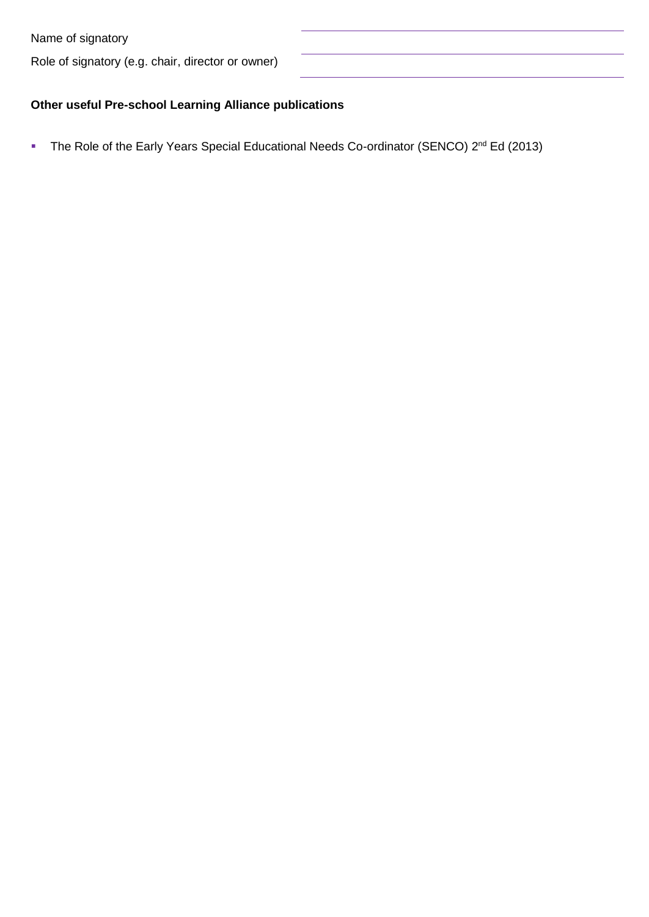Name of signatory \_\_\_\_\_\_\_\_\_\_\_\_\_\_\_\_\_\_\_\_\_\_\_\_\_\_\_\_\_\_\_\_\_\_\_\_\_\_\_\_

Role of signatory (e.g. chair, director or owner) \_\_\_\_\_\_\_\_\_\_\_\_\_\_\_\_\_\_\_\_\_\_\_\_\_\_\_\_\_\_\_\_\_\_\_\_\_\_\_\_

**Other useful Pre-school Learning Alliance publications**

- The Role of the Early Years Special Educational Needs Co-ordinator (SENCO) 2nd Ed (2013)